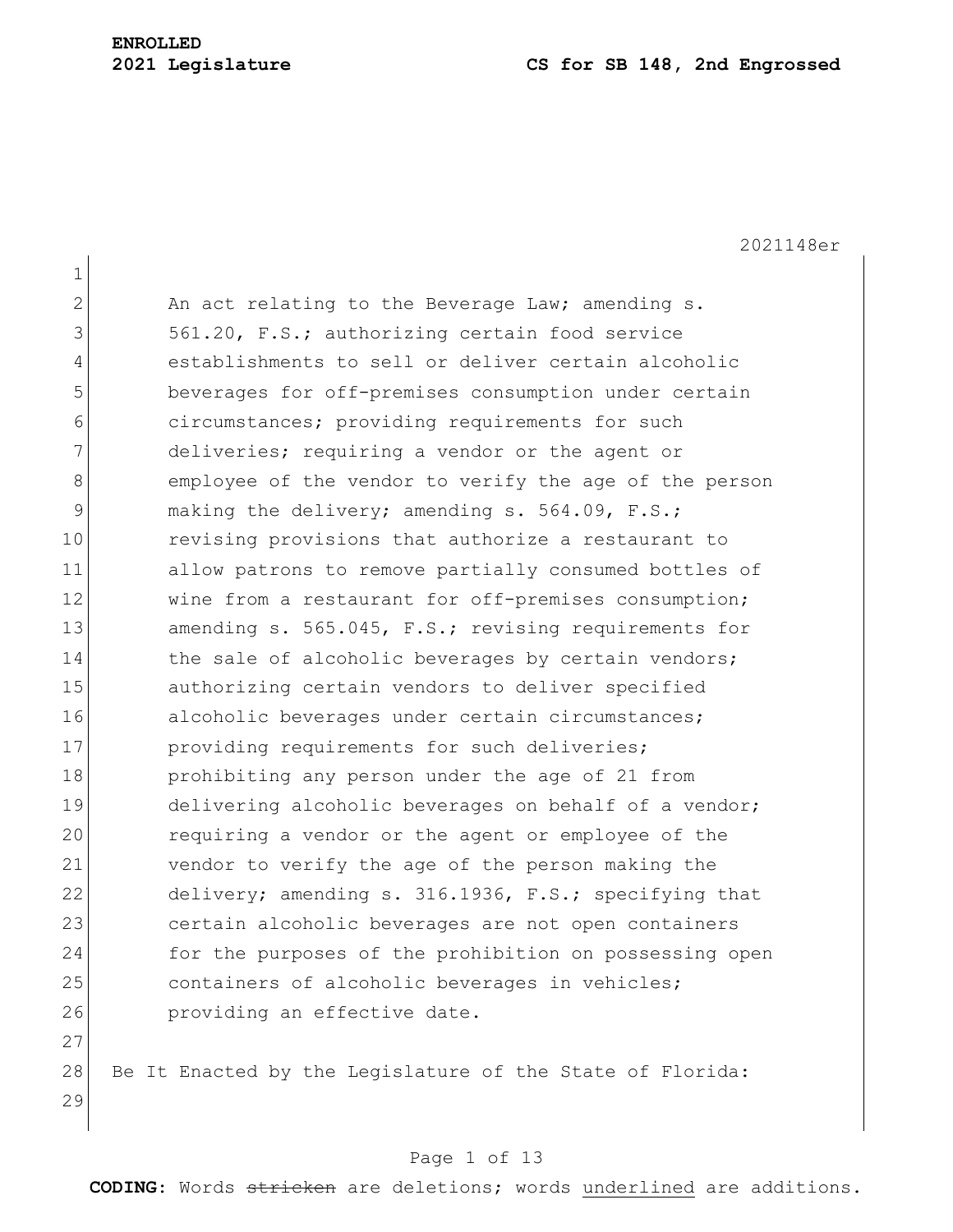**ENROLLED**

**2021 Legislature** **CS for SB 148, 2nd Engrossed**

2021148er

An act relating to the Beverage Law; amending s. 561.20, F.S.; authorizing certain food service establishments to sell or deliver certain alcoholic beverages for off-premises consumption under certain circumstances; providing requirements for such deliveries; requiring a vendor or the agent or employee of the vendor to verify the age of the person making the delivery; amending s. 564.09, F.S.; revising provisions that authorize a restaurant to allow patrons to remove partially consumed bottles of wine from a restaurant for off-premises consumption; amending s. 565.045, F.S.; revising requirements for the sale of alcoholic beverages by certain vendors; authorizing certain vendors to deliver specified alcoholic beverages under certain circumstances; providing requirements for such deliveries; prohibiting any person under the age of 21 from delivering alcoholic beverages on behalf of a vendor; requiring a vendor or the agent or employee of the vendor to verify the age of the person making the delivery; amending s. 316.1936, F.S.; specifying that certain alcoholic beverages are not open containers for the purposes of the prohibition on possessing open containers of alcoholic beverages in vehicles; providing an effective date.

Be It Enacted by the Legislature of the State of Florida:

**CODING:** Words ~~stricken~~ are deletions; words <u>underlined</u> are additions.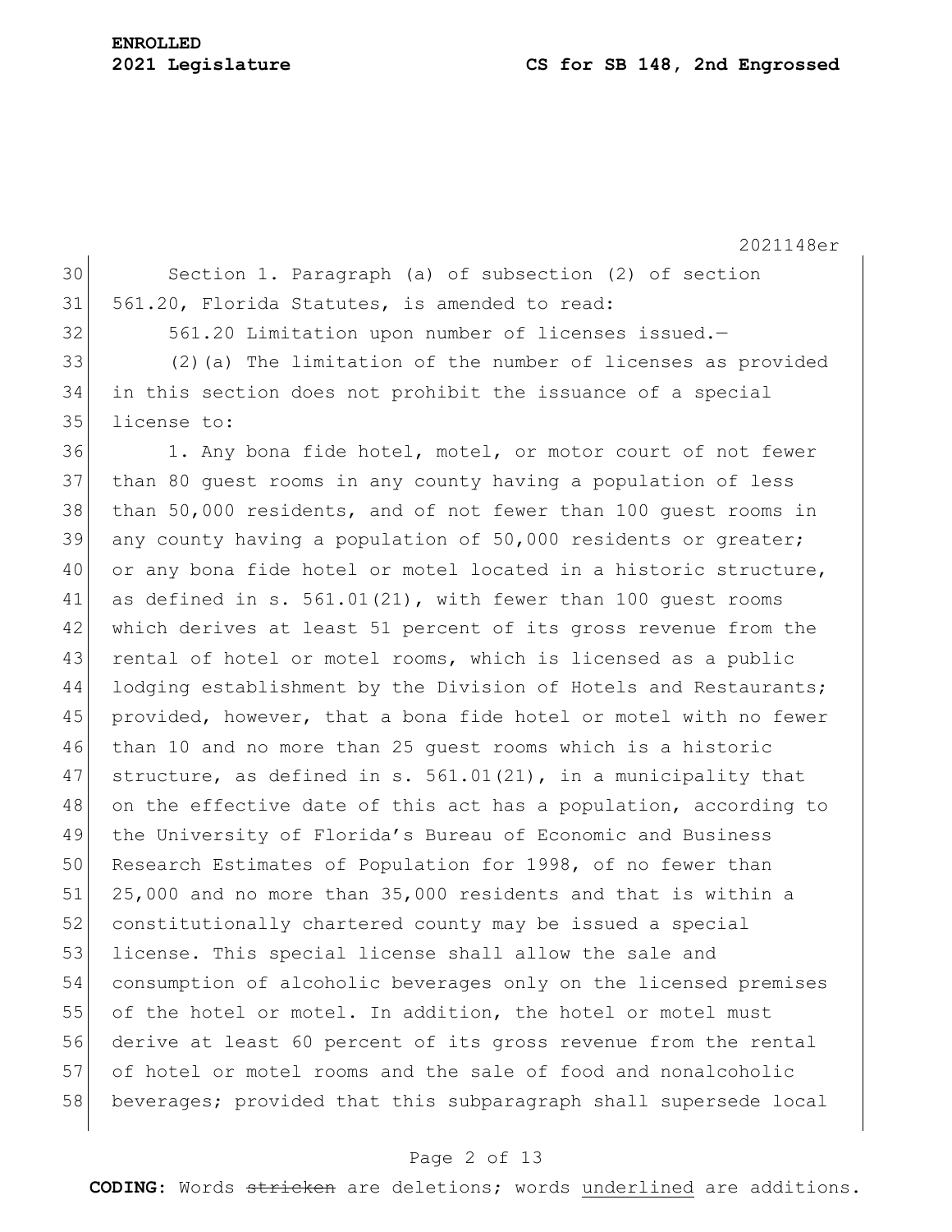Section 1. Paragraph (a) of subsection (2) of section 561.20, Florida Statutes, is amended to read:

561.20 Limitation upon number of licenses issued.—

(2)(a) The limitation of the number of licenses as provided in this section does not prohibit the issuance of a special license to:

1. Any bona fide hotel, motel, or motor court of not fewer than 80 guest rooms in any county having a population of less than 50,000 residents, and of not fewer than 100 guest rooms in any county having a population of 50,000 residents or greater; or any bona fide hotel or motel located in a historic structure, as defined in s. 561.01(21), with fewer than 100 guest rooms which derives at least 51 percent of its gross revenue from the rental of hotel or motel rooms, which is licensed as a public lodging establishment by the Division of Hotels and Restaurants; provided, however, that a bona fide hotel or motel with no fewer than 10 and no more than 25 guest rooms which is a historic structure, as defined in s. 561.01(21), in a municipality that on the effective date of this act has a population, according to the University of Florida's Bureau of Economic and Business Research Estimates of Population for 1998, of no fewer than 25,000 and no more than 35,000 residents and that is within a constitutionally chartered county may be issued a special license. This special license shall allow the sale and consumption of alcoholic beverages only on the licensed premises of the hotel or motel. In addition, the hotel or motel must derive at least 60 percent of its gross revenue from the rental of hotel or motel rooms and the sale of food and nonalcoholic beverages; provided that this subparagraph shall supersede local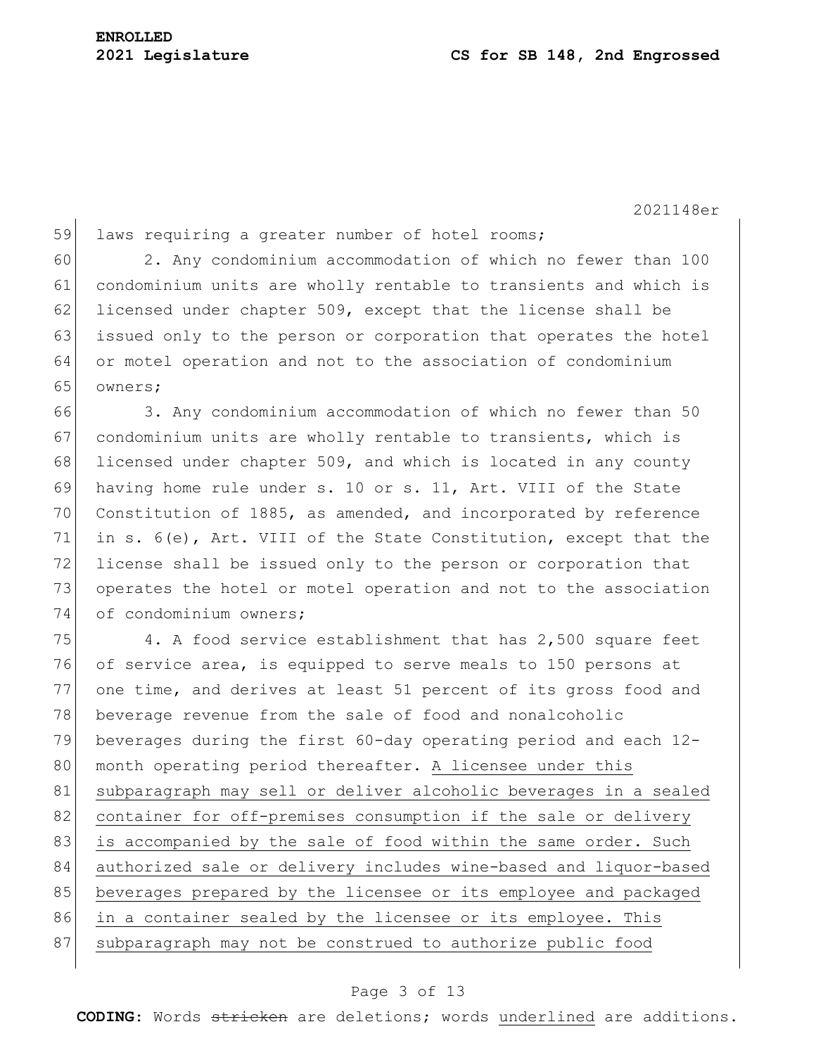laws requiring a greater number of hotel rooms;

2. Any condominium accommodation of which no fewer than 100 condominium units are wholly rentable to transients and which is licensed under chapter 509, except that the license shall be issued only to the person or corporation that operates the hotel or motel operation and not to the association of condominium owners;

3. Any condominium accommodation of which no fewer than 50 condominium units are wholly rentable to transients, which is licensed under chapter 509, and which is located in any county having home rule under s. 10 or s. 11, Art. VIII of the State Constitution of 1885, as amended, and incorporated by reference in s. 6(e), Art. VIII of the State Constitution, except that the license shall be issued only to the person or corporation that operates the hotel or motel operation and not to the association of condominium owners;

4. A food service establishment that has 2,500 square feet of service area, is equipped to serve meals to 150 persons at one time, and derives at least 51 percent of its gross food and beverage revenue from the sale of food and nonalcoholic beverages during the first 60-day operating period and each 12-month operating period thereafter. <u>A licensee under this subparagraph may sell or deliver alcoholic beverages in a sealed container for off-premises consumption if the sale or delivery is accompanied by the sale of food within the same order. Such authorized sale or delivery includes wine-based and liquor-based beverages prepared by the licensee or its employee and packaged in a container sealed by the licensee or its employee. This subparagraph may not be construed to authorize public food</u>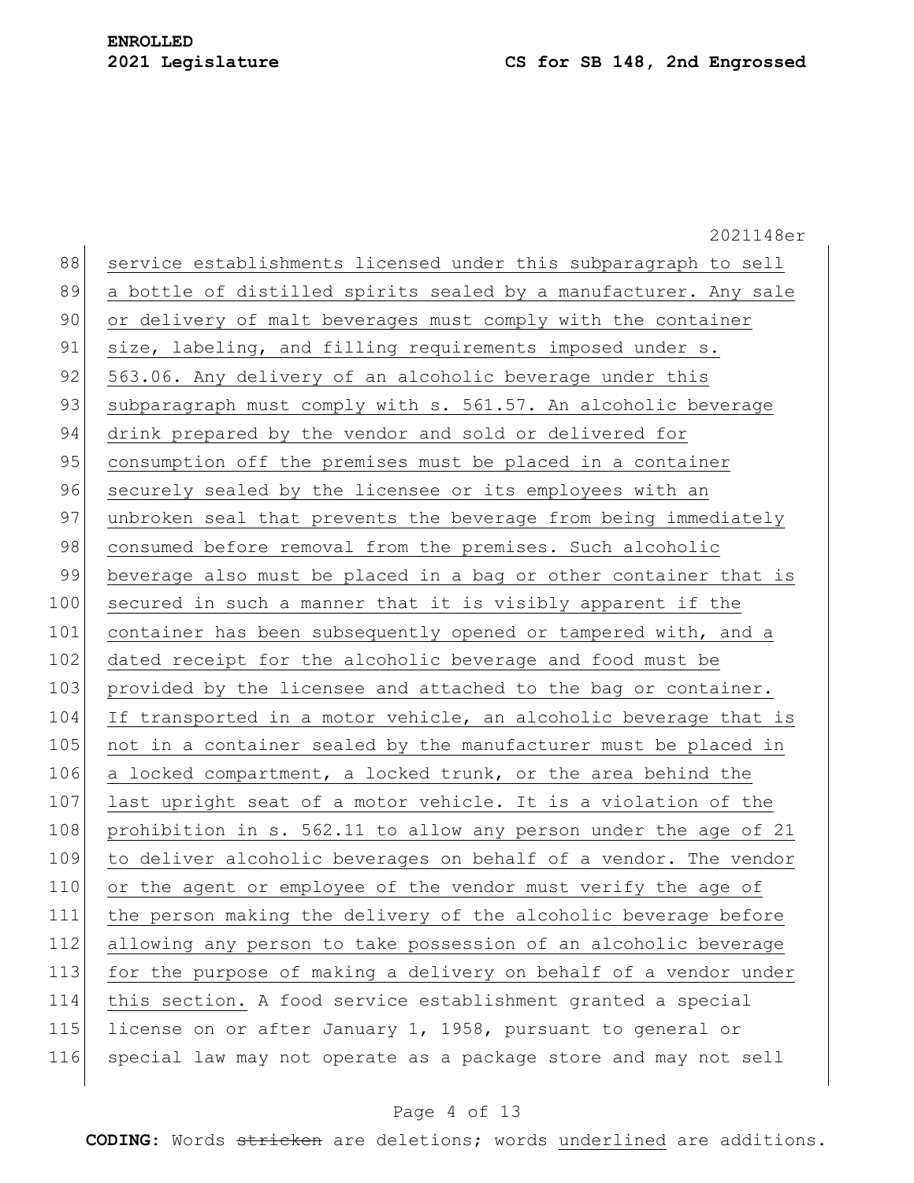service establishments licensed under this subparagraph to sell a bottle of distilled spirits sealed by a manufacturer. Any sale or delivery of malt beverages must comply with the container size, labeling, and filling requirements imposed under s. 563.06. Any delivery of an alcoholic beverage under this subparagraph must comply with s. 561.57. An alcoholic beverage drink prepared by the vendor and sold or delivered for consumption off the premises must be placed in a container securely sealed by the licensee or its employees with an unbroken seal that prevents the beverage from being immediately consumed before removal from the premises. Such alcoholic beverage also must be placed in a bag or other container that is secured in such a manner that it is visibly apparent if the container has been subsequently opened or tampered with, and a dated receipt for the alcoholic beverage and food must be provided by the licensee and attached to the bag or container. If transported in a motor vehicle, an alcoholic beverage that is not in a container sealed by the manufacturer must be placed in a locked compartment, a locked trunk, or the area behind the last upright seat of a motor vehicle. It is a violation of the prohibition in s. 562.11 to allow any person under the age of 21 to deliver alcoholic beverages on behalf of a vendor. The vendor or the agent or employee of the vendor must verify the age of the person making the delivery of the alcoholic beverage before allowing any person to take possession of an alcoholic beverage for the purpose of making a delivery on behalf of a vendor under this section. A food service establishment granted a special license on or after January 1, 1958, pursuant to general or special law may not operate as a package store and may not sell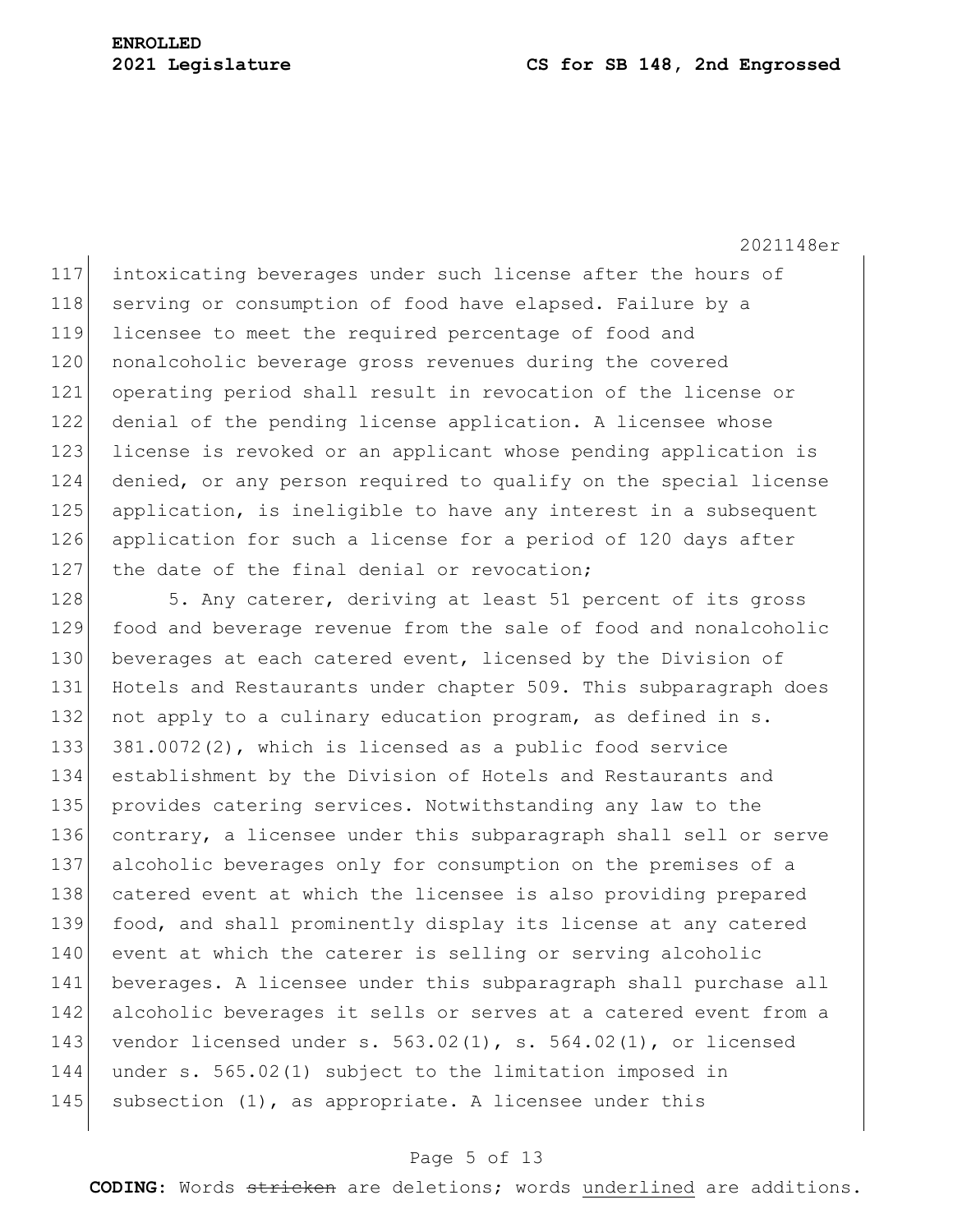intoxicating beverages under such license after the hours of serving or consumption of food have elapsed. Failure by a licensee to meet the required percentage of food and nonalcoholic beverage gross revenues during the covered operating period shall result in revocation of the license or denial of the pending license application. A licensee whose license is revoked or an applicant whose pending application is denied, or any person required to qualify on the special license application, is ineligible to have any interest in a subsequent application for such a license for a period of 120 days after the date of the final denial or revocation;

5. Any caterer, deriving at least 51 percent of its gross food and beverage revenue from the sale of food and nonalcoholic beverages at each catered event, licensed by the Division of Hotels and Restaurants under chapter 509. This subparagraph does not apply to a culinary education program, as defined in s. 381.0072(2), which is licensed as a public food service establishment by the Division of Hotels and Restaurants and provides catering services. Notwithstanding any law to the contrary, a licensee under this subparagraph shall sell or serve alcoholic beverages only for consumption on the premises of a catered event at which the licensee is also providing prepared food, and shall prominently display its license at any catered event at which the caterer is selling or serving alcoholic beverages. A licensee under this subparagraph shall purchase all alcoholic beverages it sells or serves at a catered event from a vendor licensed under s. 563.02(1), s. 564.02(1), or licensed under s. 565.02(1) subject to the limitation imposed in subsection (1), as appropriate. A licensee under this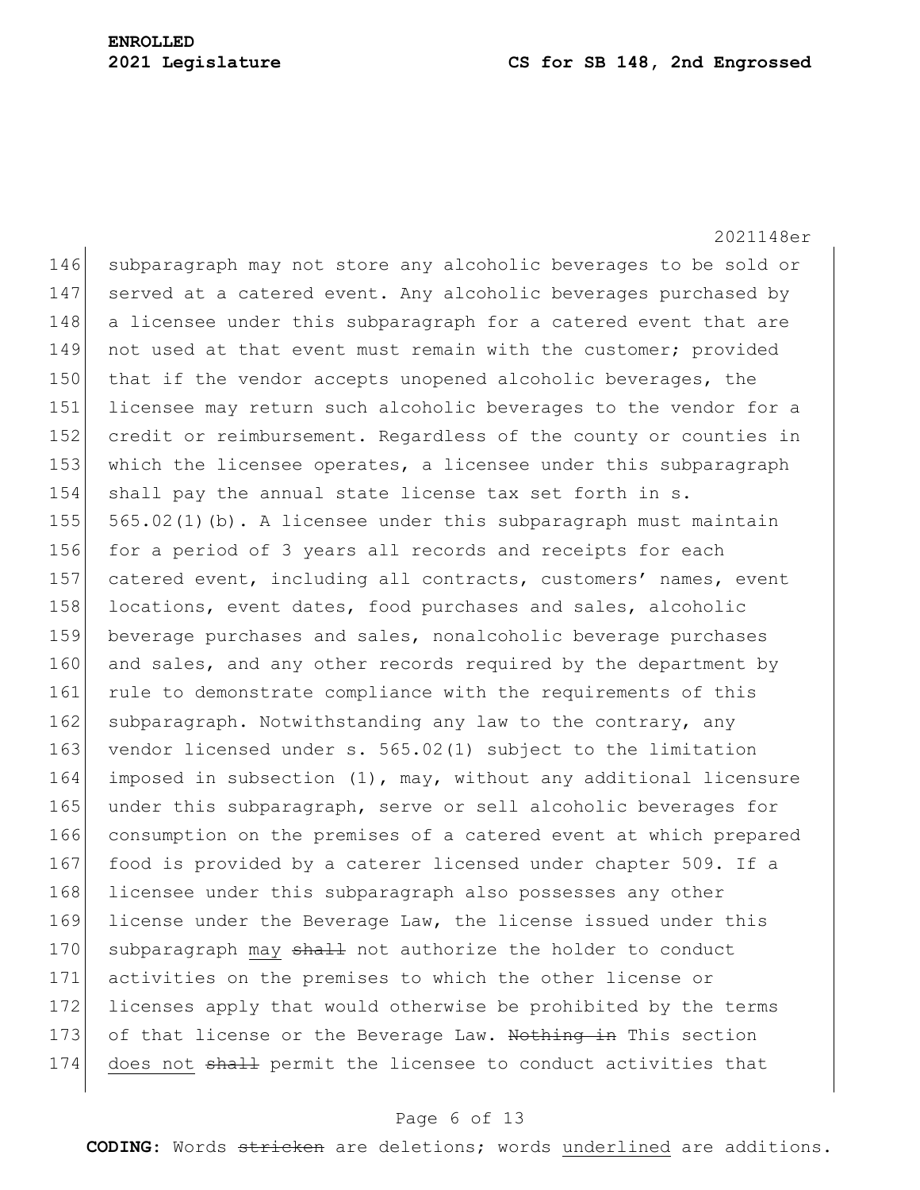subparagraph may not store any alcoholic beverages to be sold or served at a catered event. Any alcoholic beverages purchased by a licensee under this subparagraph for a catered event that are not used at that event must remain with the customer; provided that if the vendor accepts unopened alcoholic beverages, the licensee may return such alcoholic beverages to the vendor for a credit or reimbursement. Regardless of the county or counties in which the licensee operates, a licensee under this subparagraph shall pay the annual state license tax set forth in s. 565.02(1)(b). A licensee under this subparagraph must maintain for a period of 3 years all records and receipts for each catered event, including all contracts, customers' names, event locations, event dates, food purchases and sales, alcoholic beverage purchases and sales, nonalcoholic beverage purchases and sales, and any other records required by the department by rule to demonstrate compliance with the requirements of this subparagraph. Notwithstanding any law to the contrary, any vendor licensed under s. 565.02(1) subject to the limitation imposed in subsection (1), may, without any additional licensure under this subparagraph, serve or sell alcoholic beverages for consumption on the premises of a catered event at which prepared food is provided by a caterer licensed under chapter 509. If a licensee under this subparagraph also possesses any other license under the Beverage Law, the license issued under this subparagraph <u>may</u> ~~shall~~ not authorize the holder to conduct activities on the premises to which the other license or licenses apply that would otherwise be prohibited by the terms of that license or the Beverage Law. ~~Nothing in~~ This section <u>does not</u> ~~shall~~ permit the licensee to conduct activities that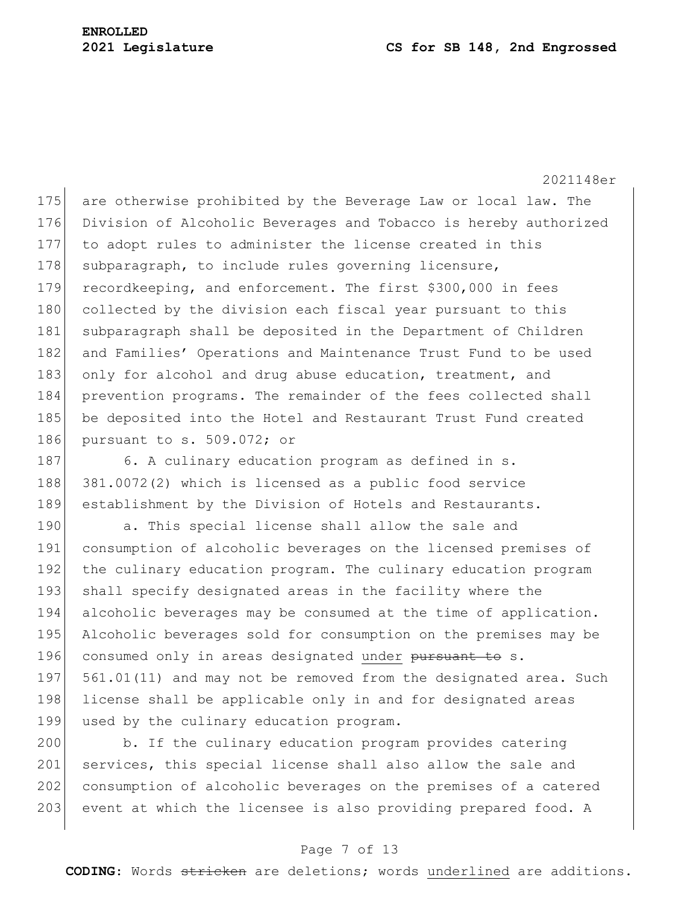are otherwise prohibited by the Beverage Law or local law. The Division of Alcoholic Beverages and Tobacco is hereby authorized to adopt rules to administer the license created in this subparagraph, to include rules governing licensure, recordkeeping, and enforcement. The first $300,000 in fees collected by the division each fiscal year pursuant to this subparagraph shall be deposited in the Department of Children and Families' Operations and Maintenance Trust Fund to be used only for alcohol and drug abuse education, treatment, and prevention programs. The remainder of the fees collected shall be deposited into the Hotel and Restaurant Trust Fund created pursuant to s. 509.072; or

6. A culinary education program as defined in s. 381.0072(2) which is licensed as a public food service establishment by the Division of Hotels and Restaurants.

a. This special license shall allow the sale and consumption of alcoholic beverages on the licensed premises of the culinary education program. The culinary education program shall specify designated areas in the facility where the alcoholic beverages may be consumed at the time of application. Alcoholic beverages sold for consumption on the premises may be consumed only in areas designated <u>under</u> ~~pursuant to~~ s. 561.01(11) and may not be removed from the designated area. Such license shall be applicable only in and for designated areas used by the culinary education program.

b. If the culinary education program provides catering services, this special license shall also allow the sale and consumption of alcoholic beverages on the premises of a catered event at which the licensee is also providing prepared food. A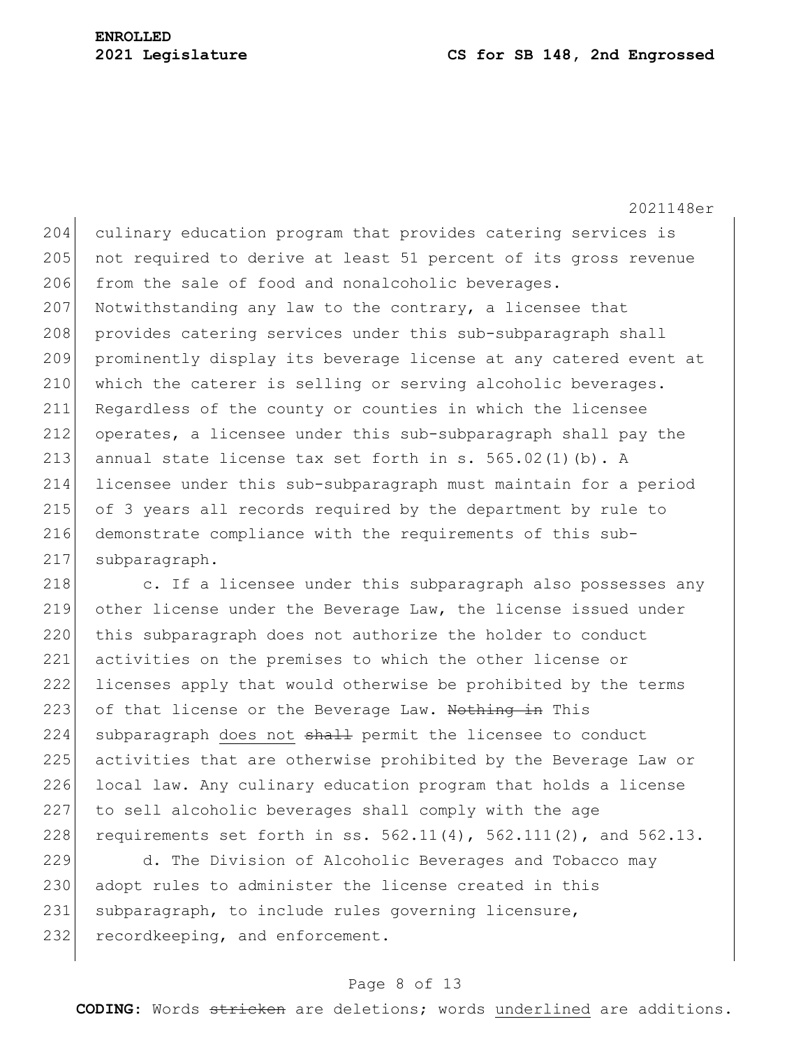culinary education program that provides catering services is not required to derive at least 51 percent of its gross revenue from the sale of food and nonalcoholic beverages. Notwithstanding any law to the contrary, a licensee that provides catering services under this sub-subparagraph shall prominently display its beverage license at any catered event at which the caterer is selling or serving alcoholic beverages. Regardless of the county or counties in which the licensee operates, a licensee under this sub-subparagraph shall pay the annual state license tax set forth in s. 565.02(1)(b). A licensee under this sub-subparagraph must maintain for a period of 3 years all records required by the department by rule to demonstrate compliance with the requirements of this sub-subparagraph.

c. If a licensee under this subparagraph also possesses any other license under the Beverage Law, the license issued under this subparagraph does not authorize the holder to conduct activities on the premises to which the other license or licenses apply that would otherwise be prohibited by the terms of that license or the Beverage Law. ~~Nothing in~~ This subparagraph <u>does not</u> ~~shall~~ permit the licensee to conduct activities that are otherwise prohibited by the Beverage Law or local law. Any culinary education program that holds a license to sell alcoholic beverages shall comply with the age requirements set forth in ss. 562.11(4), 562.111(2), and 562.13.

d. The Division of Alcoholic Beverages and Tobacco may adopt rules to administer the license created in this subparagraph, to include rules governing licensure, recordkeeping, and enforcement.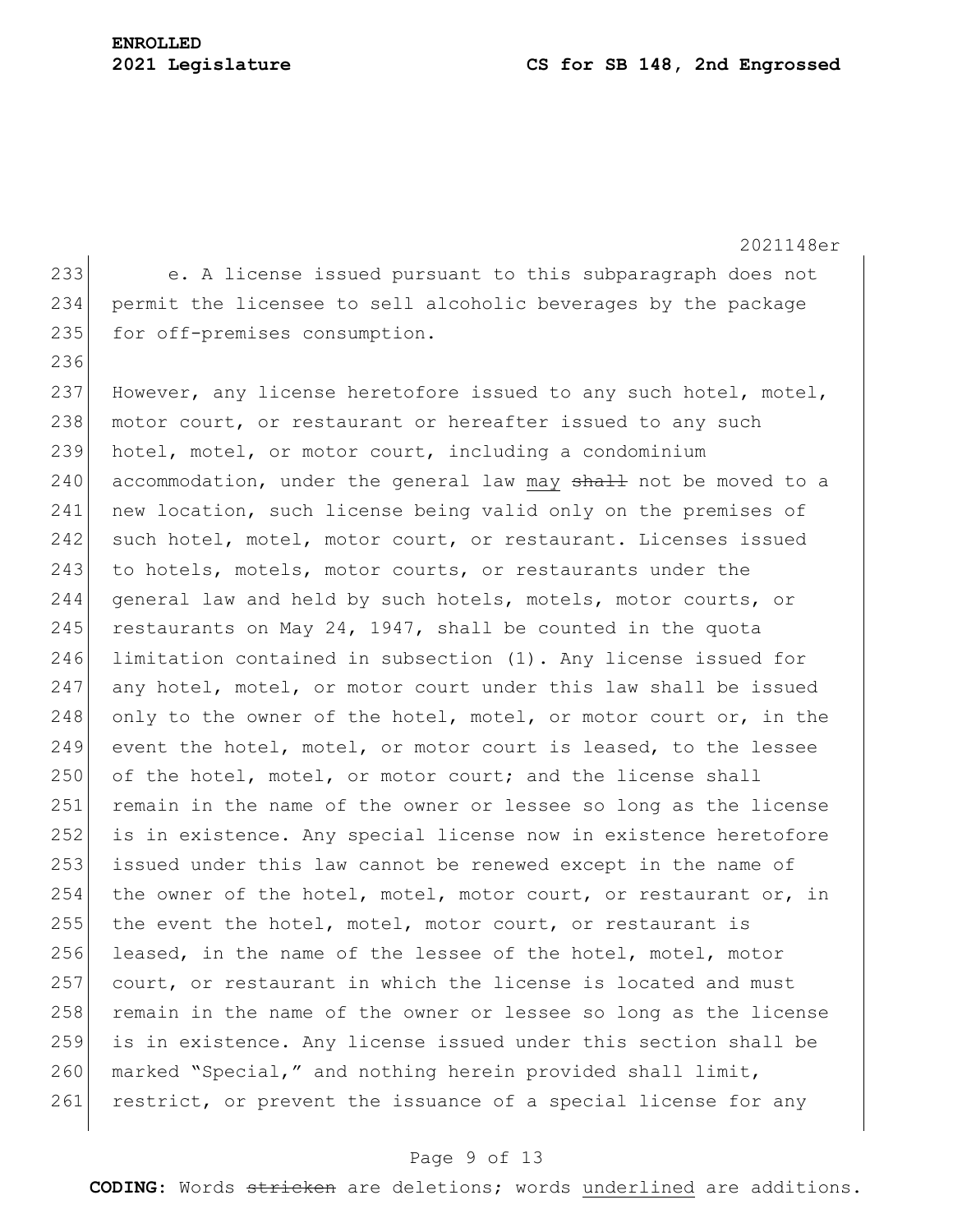e. A license issued pursuant to this subparagraph does not permit the licensee to sell alcoholic beverages by the package for off-premises consumption.

However, any license heretofore issued to any such hotel, motel, motor court, or restaurant or hereafter issued to any such hotel, motel, or motor court, including a condominium accommodation, under the general law <u>may</u> ~~shall~~ not be moved to a new location, such license being valid only on the premises of such hotel, motel, motor court, or restaurant. Licenses issued to hotels, motels, motor courts, or restaurants under the general law and held by such hotels, motels, motor courts, or restaurants on May 24, 1947, shall be counted in the quota limitation contained in subsection (1). Any license issued for any hotel, motel, or motor court under this law shall be issued only to the owner of the hotel, motel, or motor court or, in the event the hotel, motel, or motor court is leased, to the lessee of the hotel, motel, or motor court; and the license shall remain in the name of the owner or lessee so long as the license is in existence. Any special license now in existence heretofore issued under this law cannot be renewed except in the name of the owner of the hotel, motel, motor court, or restaurant or, in the event the hotel, motel, motor court, or restaurant is leased, in the name of the lessee of the hotel, motel, motor court, or restaurant in which the license is located and must remain in the name of the owner or lessee so long as the license is in existence. Any license issued under this section shall be marked "Special," and nothing herein provided shall limit, restrict, or prevent the issuance of a special license for any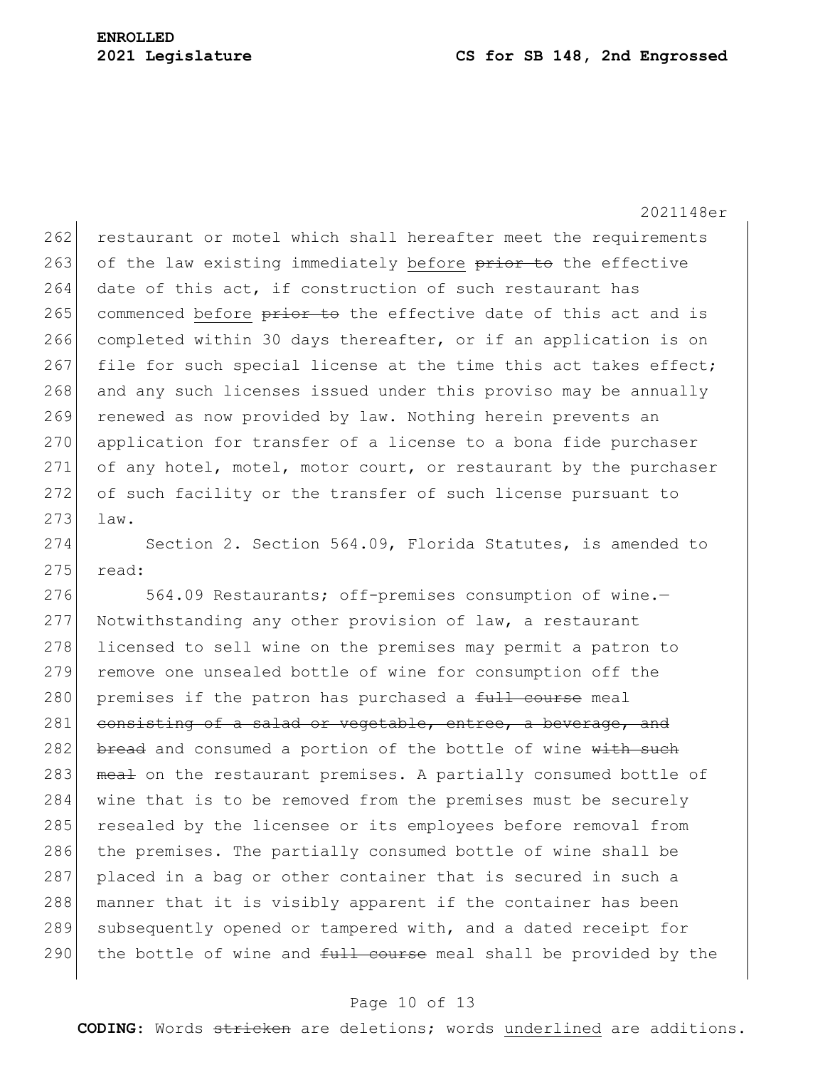restaurant or motel which shall hereafter meet the requirements of the law existing immediately <u>before</u> ~~prior to~~ the effective date of this act, if construction of such restaurant has commenced <u>before</u> ~~prior to~~ the effective date of this act and is completed within 30 days thereafter, or if an application is on file for such special license at the time this act takes effect; and any such licenses issued under this proviso may be annually renewed as now provided by law. Nothing herein prevents an application for transfer of a license to a bona fide purchaser of any hotel, motel, motor court, or restaurant by the purchaser of such facility or the transfer of such license pursuant to law.

Section 2. Section 564.09, Florida Statutes, is amended to read:

564.09 Restaurants; off-premises consumption of wine.—Notwithstanding any other provision of law, a restaurant licensed to sell wine on the premises may permit a patron to remove one unsealed bottle of wine for consumption off the premises if the patron has purchased a ~~full course~~ meal ~~consisting of a salad or vegetable, entree, a beverage, and bread~~ and consumed a portion of the bottle of wine ~~with such meal~~ on the restaurant premises. A partially consumed bottle of wine that is to be removed from the premises must be securely resealed by the licensee or its employees before removal from the premises. The partially consumed bottle of wine shall be placed in a bag or other container that is secured in such a manner that it is visibly apparent if the container has been subsequently opened or tampered with, and a dated receipt for the bottle of wine and ~~full course~~ meal shall be provided by the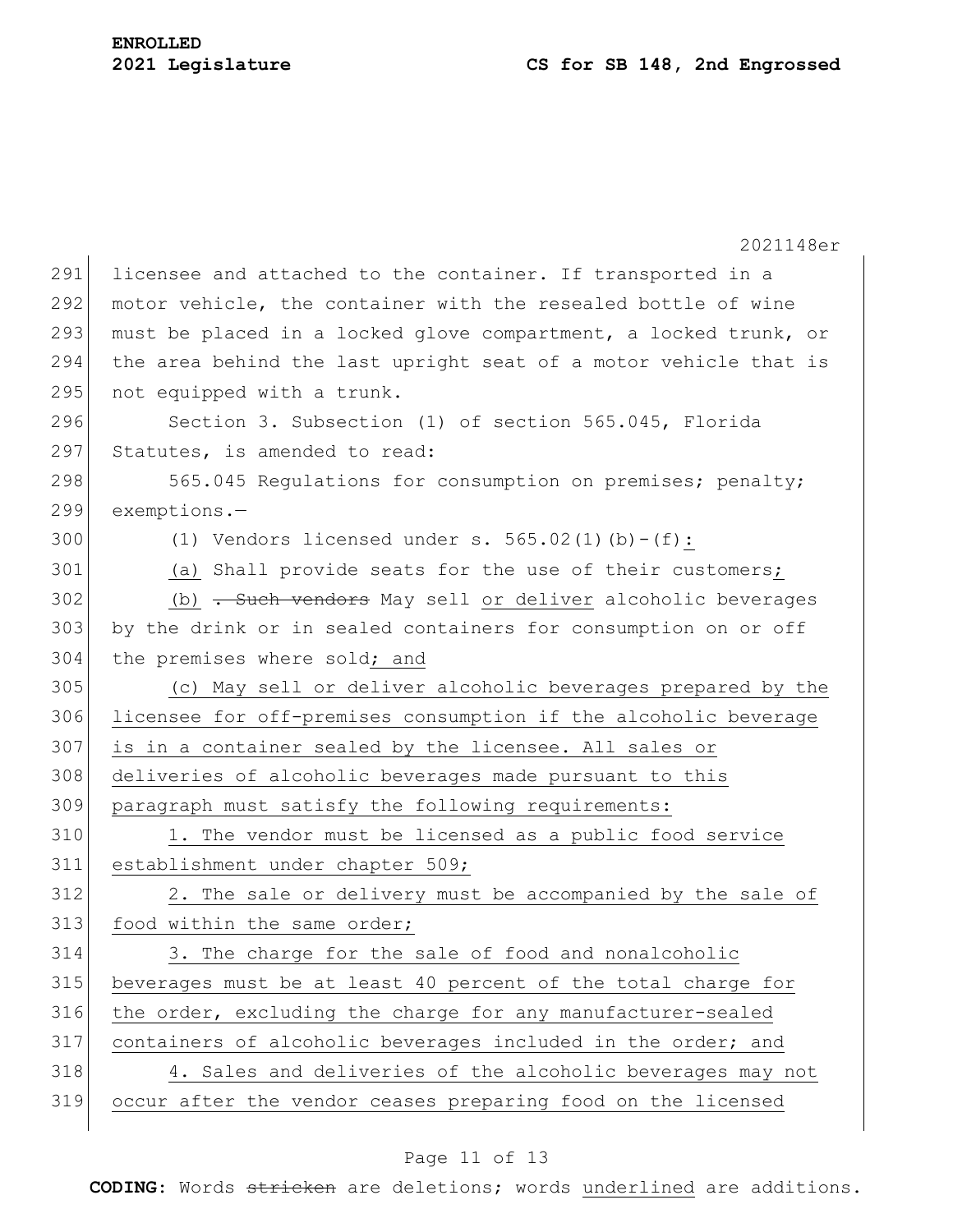licensee and attached to the container. If transported in a motor vehicle, the container with the resealed bottle of wine must be placed in a locked glove compartment, a locked trunk, or the area behind the last upright seat of a motor vehicle that is not equipped with a trunk.

Section 3. Subsection (1) of section 565.045, Florida Statutes, is amended to read:

565.045 Regulations for consumption on premises; penalty; exemptions.—

(1) Vendors licensed under s. 565.02(1)(b)-(f):

(a) Shall provide seats for the use of their customers;

(b) ~~. Such vendors~~ May sell or deliver alcoholic beverages by the drink or in sealed containers for consumption on or off the premises where sold; and

(c) May sell or deliver alcoholic beverages prepared by the licensee for off-premises consumption if the alcoholic beverage is in a container sealed by the licensee. All sales or deliveries of alcoholic beverages made pursuant to this paragraph must satisfy the following requirements:

1. The vendor must be licensed as a public food service establishment under chapter 509;

2. The sale or delivery must be accompanied by the sale of food within the same order;

3. The charge for the sale of food and nonalcoholic beverages must be at least 40 percent of the total charge for the order, excluding the charge for any manufacturer-sealed containers of alcoholic beverages included in the order; and

4. Sales and deliveries of the alcoholic beverages may not occur after the vendor ceases preparing food on the licensed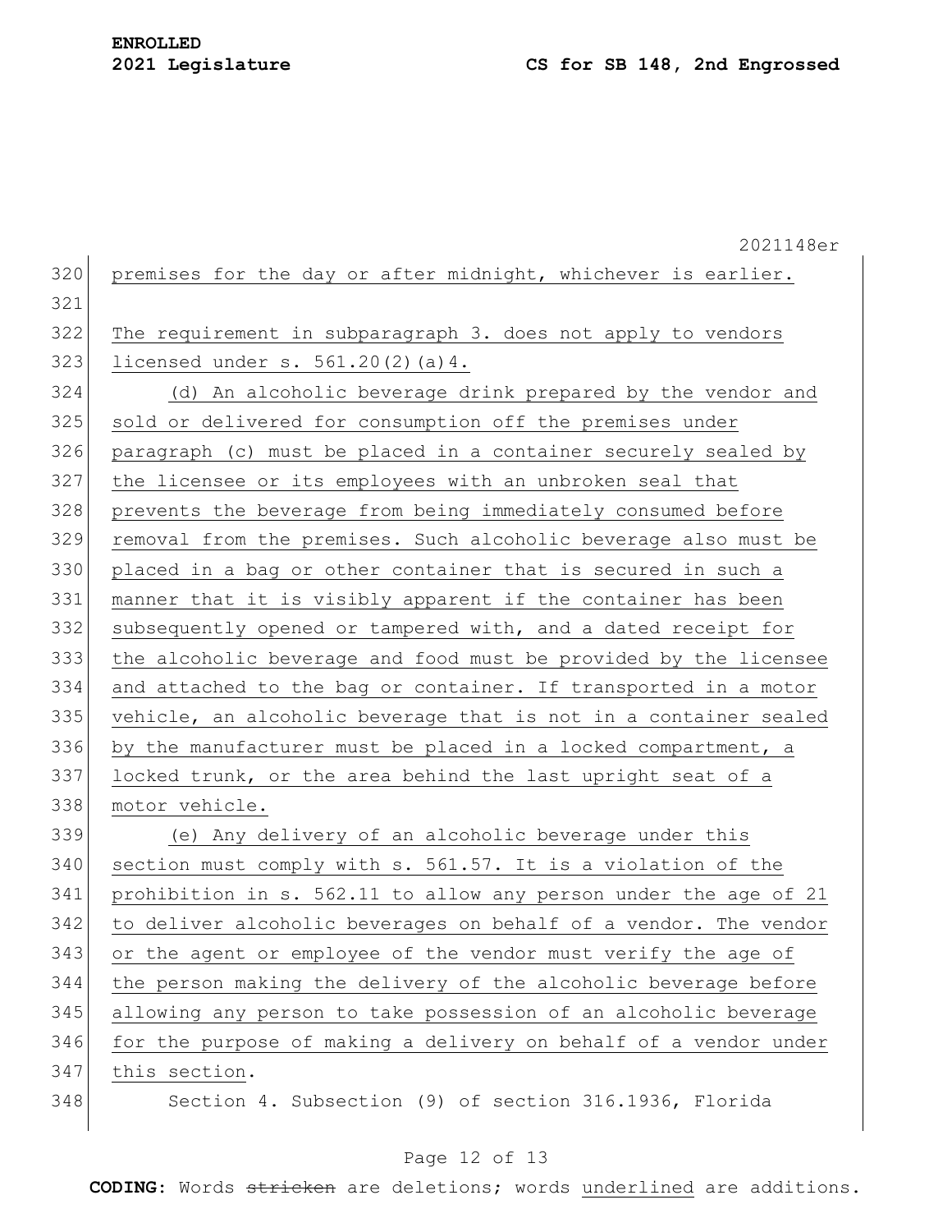premises for the day or after midnight, whichever is earlier.

The requirement in subparagraph 3. does not apply to vendors licensed under s. 561.20(2)(a)4.

(d) An alcoholic beverage drink prepared by the vendor and sold or delivered for consumption off the premises under paragraph (c) must be placed in a container securely sealed by the licensee or its employees with an unbroken seal that prevents the beverage from being immediately consumed before removal from the premises. Such alcoholic beverage also must be placed in a bag or other container that is secured in such a manner that it is visibly apparent if the container has been subsequently opened or tampered with, and a dated receipt for the alcoholic beverage and food must be provided by the licensee and attached to the bag or container. If transported in a motor vehicle, an alcoholic beverage that is not in a container sealed by the manufacturer must be placed in a locked compartment, a locked trunk, or the area behind the last upright seat of a motor vehicle.

(e) Any delivery of an alcoholic beverage under this section must comply with s. 561.57. It is a violation of the prohibition in s. 562.11 to allow any person under the age of 21 to deliver alcoholic beverages on behalf of a vendor. The vendor or the agent or employee of the vendor must verify the age of the person making the delivery of the alcoholic beverage before allowing any person to take possession of an alcoholic beverage for the purpose of making a delivery on behalf of a vendor under this section.

Section 4. Subsection (9) of section 316.1936, Florida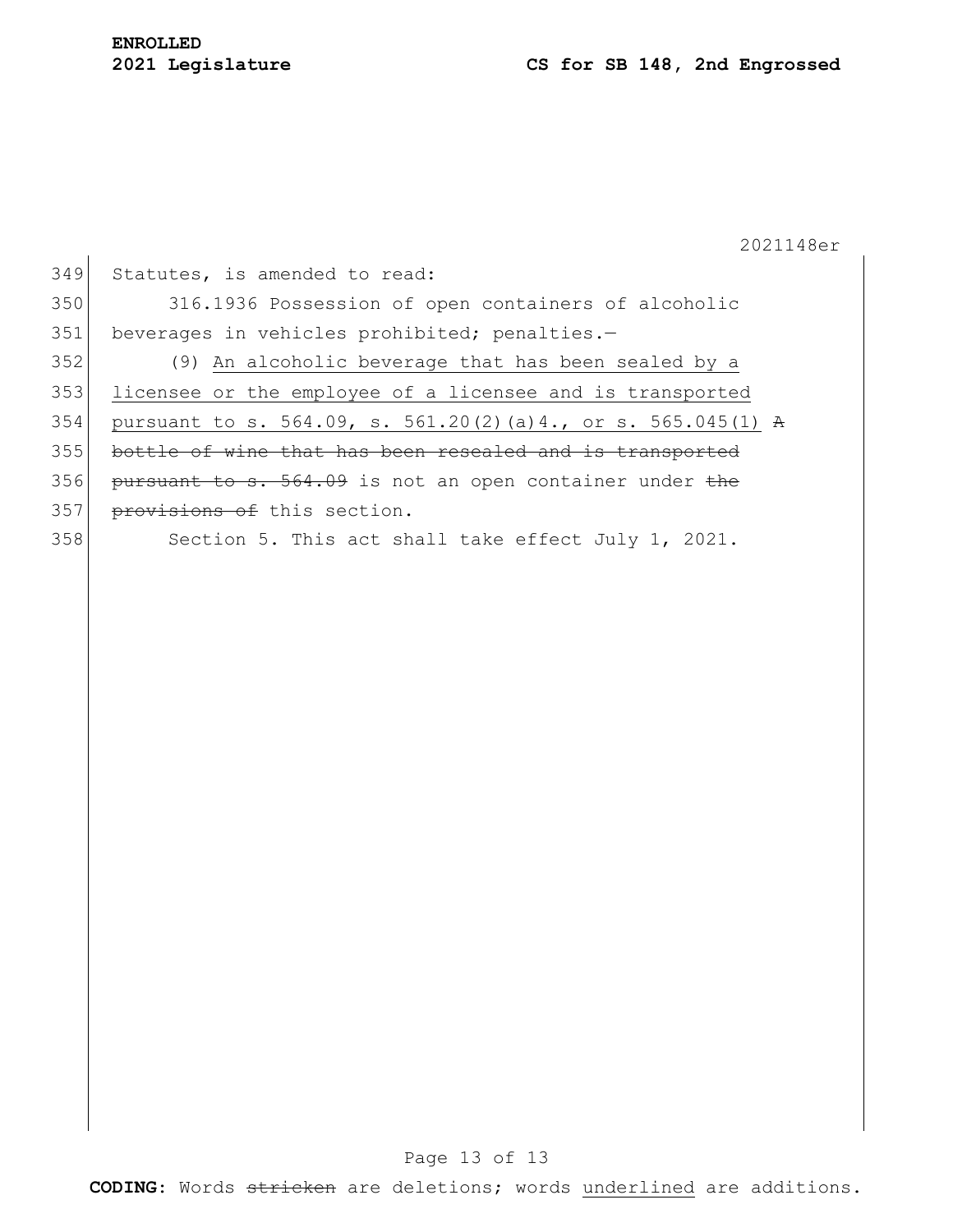Statutes, is amended to read:

316.1936 Possession of open containers of alcoholic beverages in vehicles prohibited; penalties.—

(9) <u>An alcoholic beverage that has been sealed by a licensee or the employee of a licensee and is transported pursuant to s. 564.09, s. 561.20(2)(a)4., or s. 565.045(1)</u> ~~A bottle of wine that has been resealed and is transported pursuant to s. 564.09~~ is not an open container under ~~the provisions of~~ this section.

Section 5. This act shall take effect July 1, 2021.